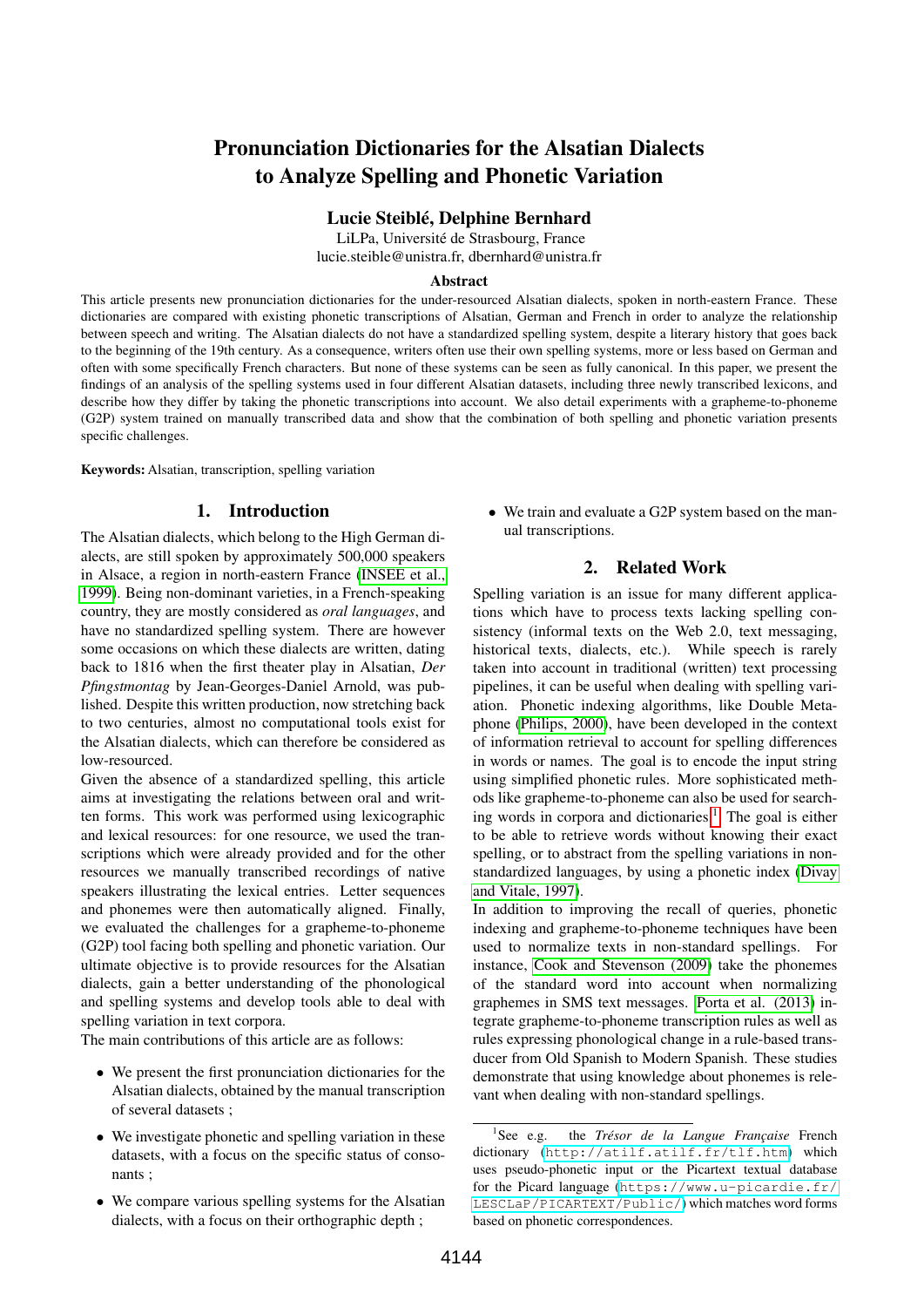# Pronunciation Dictionaries for the Alsatian Dialects to Analyze Spelling and Phonetic Variation

**Lucie Steiblé, Delphine Bernhard**

LiLPa, Université de Strasbourg, France
lucie.steible@unistra.fr, dbernhard@unistra.fr

### Abstract

This article presents new pronunciation dictionaries for the under-resourced Alsatian dialects, spoken in north-eastern France. These dictionaries are compared with existing phonetic transcriptions of Alsatian, German and French in order to analyze the relationship between speech and writing. The Alsatian dialects do not have a standardized spelling system, despite a literary history that goes back to the beginning of the 19th century. As a consequence, writers often use their own spelling systems, more or less based on German and often with some specifically French characters. But none of these systems can be seen as fully canonical. In this paper, we present the findings of an analysis of the spelling systems used in four different Alsatian datasets, including three newly transcribed lexicons, and describe how they differ by taking the phonetic transcriptions into account. We also detail experiments with a grapheme-to-phoneme (G2P) system trained on manually transcribed data and show that the combination of both spelling and phonetic variation presents specific challenges.

**Keywords:** Alsatian, transcription, spelling variation

## 1. Introduction

The Alsatian dialects, which belong to the High German dialects, are still spoken by approximately 500,000 speakers in Alsace, a region in north-eastern France (INSEE et al., 1999). Being non-dominant varieties, in a French-speaking country, they are mostly considered as *oral languages*, and have no standardized spelling system. There are however some occasions on which these dialects are written, dating back to 1816 when the first theater play in Alsatian, *Der Pfingstmontag* by Jean-Georges-Daniel Arnold, was published. Despite this written production, now stretching back to two centuries, almost no computational tools exist for the Alsatian dialects, which can therefore be considered as low-resourced.

Given the absence of a standardized spelling, this article aims at investigating the relations between oral and written forms. This work was performed using lexicographic and lexical resources: for one resource, we used the transcriptions which were already provided and for the other resources we manually transcribed recordings of native speakers illustrating the lexical entries. Letter sequences and phonemes were then automatically aligned. Finally, we evaluated the challenges for a grapheme-to-phoneme (G2P) tool facing both spelling and phonetic variation. Our ultimate objective is to provide resources for the Alsatian dialects, gain a better understanding of the phonological and spelling systems and develop tools able to deal with spelling variation in text corpora.

The main contributions of this article are as follows:

- We present the first pronunciation dictionaries for the Alsatian dialects, obtained by the manual transcription of several datasets ;
- We investigate phonetic and spelling variation in these datasets, with a focus on the specific status of consonants ;
- We compare various spelling systems for the Alsatian dialects, with a focus on their orthographic depth ;
- We train and evaluate a G2P system based on the manual transcriptions.

## 2. Related Work

Spelling variation is an issue for many different applications which have to process texts lacking spelling consistency (informal texts on the Web 2.0, text messaging, historical texts, dialects, etc.). While speech is rarely taken into account in traditional (written) text processing pipelines, it can be useful when dealing with spelling variation. Phonetic indexing algorithms, like Double Metaphone (Philips, 2000), have been developed in the context of information retrieval to account for spelling differences in words or names. The goal is to encode the input string using simplified phonetic rules. More sophisticated methods like grapheme-to-phoneme can also be used for searching words in corpora and dictionaries.[1] The goal is either to be able to retrieve words without knowing their exact spelling, or to abstract from the spelling variations in non-standardized languages, by using a phonetic index (Divay and Vitale, 1997).

In addition to improving the recall of queries, phonetic indexing and grapheme-to-phoneme techniques have been used to normalize texts in non-standard spellings. For instance, Cook and Stevenson (2009) take the phonemes of the standard word into account when normalizing graphemes in SMS text messages. Porta et al. (2013) integrate grapheme-to-phoneme transcription rules as well as rules expressing phonological change in a rule-based transducer from Old Spanish to Modern Spanish. These studies demonstrate that using knowledge about phonemes is relevant when dealing with non-standard spellings.

[1] See e.g. the *Trésor de la Langue Française* French dictionary (http://atilf.atilf.fr/tlf.htm) which uses pseudo-phonetic input or the Picartext textual database for the Picard language (https://www.u-picardie.fr/LESCLaP/PICARTEXT/Public/) which matches word forms based on phonetic correspondences.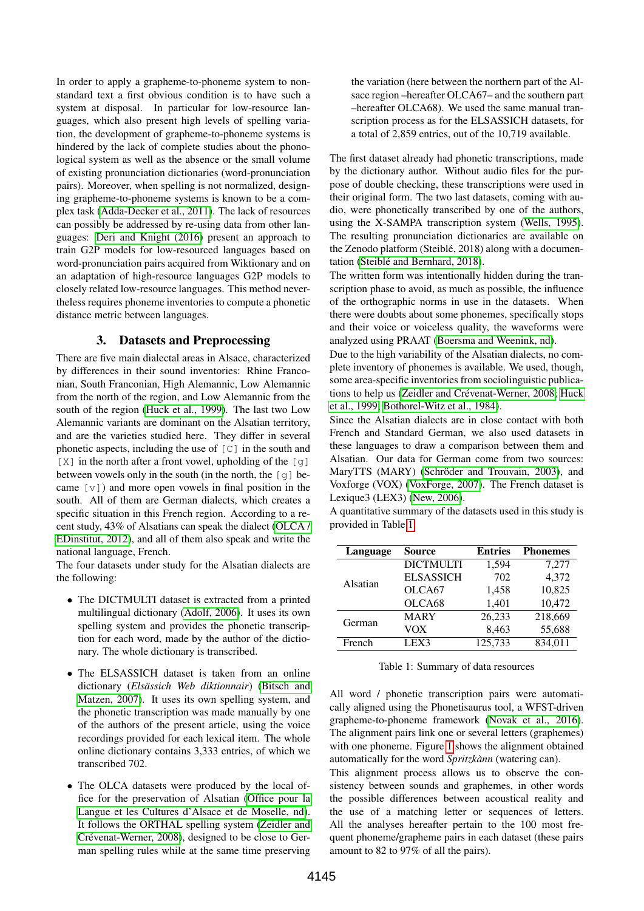In order to apply a grapheme-to-phoneme system to non-standard text a first obvious condition is to have such a system at disposal. In particular for low-resource languages, which also present high levels of spelling variation, the development of grapheme-to-phoneme systems is hindered by the lack of complete studies about the phonological system as well as the absence or the small volume of existing pronunciation dictionaries (word-pronunciation pairs). Moreover, when spelling is not normalized, designing grapheme-to-phoneme systems is known to be a complex task (Adda-Decker et al., 2011). The lack of resources can possibly be addressed by re-using data from other languages: Deri and Knight (2016) present an approach to train G2P models for low-resourced languages based on word-pronunciation pairs acquired from Wiktionary and on an adaptation of high-resource languages G2P models to closely related low-resource languages. This method nevertheless requires phoneme inventories to compute a phonetic distance metric between languages.

## 3. Datasets and Preprocessing

There are five main dialectal areas in Alsace, characterized by differences in their sound inventories: Rhine Franconian, South Franconian, High Alemannic, Low Alemannic from the north of the region, and Low Alemannic from the south of the region (Huck et al., 1999). The last two Low Alemannic variants are dominant on the Alsatian territory, and are the varieties studied here. They differ in several phonetic aspects, including the use of `[C]` in the south and `[X]` in the north after a front vowel, upholding of the `[g]` between vowels only in the south (in the north, the `[g]` became `[v]`) and more open vowels in final position in the south. All of them are German dialects, which creates a specific situation in this French region. According to a recent study, 43% of Alsatians can speak the dialect (OLCA / EDInstitut, 2012), and all of them also speak and write the national language, French.

The four datasets under study for the Alsatian dialects are the following:

- The DICTMULTI dataset is extracted from a printed multilingual dictionary (Adolf, 2006). It uses its own spelling system and provides the phonetic transcription for each word, made by the author of the dictionary. The whole dictionary is transcribed.
- The ELSASSICH dataset is taken from an online dictionary (*Elsässich Web diktionnair*) (Bitsch and Matzen, 2007). It uses its own spelling system, and the phonetic transcription was made manually by one of the authors of the present article, using the voice recordings provided for each lexical item. The whole online dictionary contains 3,333 entries, of which we transcribed 702.
- The OLCA datasets were produced by the local office for the preservation of Alsatian (Office pour la Langue et les Cultures d'Alsace et de Moselle, nd). It follows the ORTHAL spelling system (Zeidler and Crévenat-Werner, 2008), designed to be close to German spelling rules while at the same time preserving the variation (here between the northern part of the Alsace region –hereafter OLCA67– and the southern part –hereafter OLCA68). We used the same manual transcription process as for the ELSASSICH datasets, for a total of 2,859 entries, out of the 10,719 available.

The first dataset already had phonetic transcriptions, made by the dictionary author. Without audio files for the purpose of double checking, these transcriptions were used in their original form. The two last datasets, coming with audio, were phonetically transcribed by one of the authors, using the X-SAMPA transcription system (Wells, 1995). The resulting pronunciation dictionaries are available on the Zenodo platform (Steiblé, 2018) along with a documentation (Steiblé and Bernhard, 2018).

The written form was intentionally hidden during the transcription phase to avoid, as much as possible, the influence of the orthographic norms in use in the datasets. When there were doubts about some phonemes, specifically stops and their voice or voiceless quality, the waveforms were analyzed using PRAAT (Boersma and Weenink, nd).

Due to the high variability of the Alsatian dialects, no complete inventory of phonemes is available. We used, though, some area-specific inventories from sociolinguistic publications to help us (Zeidler and Crévenat-Werner, 2008; Huck et al., 1999; Bothorel-Witz et al., 1984).

Since the Alsatian dialects are in close contact with both French and Standard German, we also used datasets in these languages to draw a comparison between them and Alsatian. Our data for German come from two sources: MaryTTS (MARY) (Schröder and Trouvain, 2003), and Voxforge (VOX) (VoxForge, 2007). The French dataset is Lexique3 (LEX3) (New, 2006).

A quantitative summary of the datasets used in this study is provided in Table 1.

| Language | Source | Entries | Phonemes |
|---|---|---|---|
| Alsatian | DICTMULTI | 1,594 | 7,277 |
| | ELSASSICH | 702 | 4,372 |
| | OLCA67 | 1,458 | 10,825 |
| | OLCA68 | 1,401 | 10,472 |
| German | MARY | 26,233 | 218,669 |
| | VOX | 8,463 | 55,688 |
| French | LEX3 | 125,733 | 834,011 |

Table 1: Summary of data resources

All word / phonetic transcription pairs were automatically aligned using the Phonetisaurus tool, a WFST-driven grapheme-to-phoneme framework (Novak et al., 2016). The alignment pairs link one or several letters (graphemes) with one phoneme. Figure 1 shows the alignment obtained automatically for the word *Spritzkànn* (watering can).

This alignment process allows us to observe the consistency between sounds and graphemes, in other words the possible differences between acoustical reality and the use of a matching letter or sequences of letters. All the analyses hereafter pertain to the 100 most frequent phoneme/grapheme pairs in each dataset (these pairs amount to 82 to 97% of all the pairs).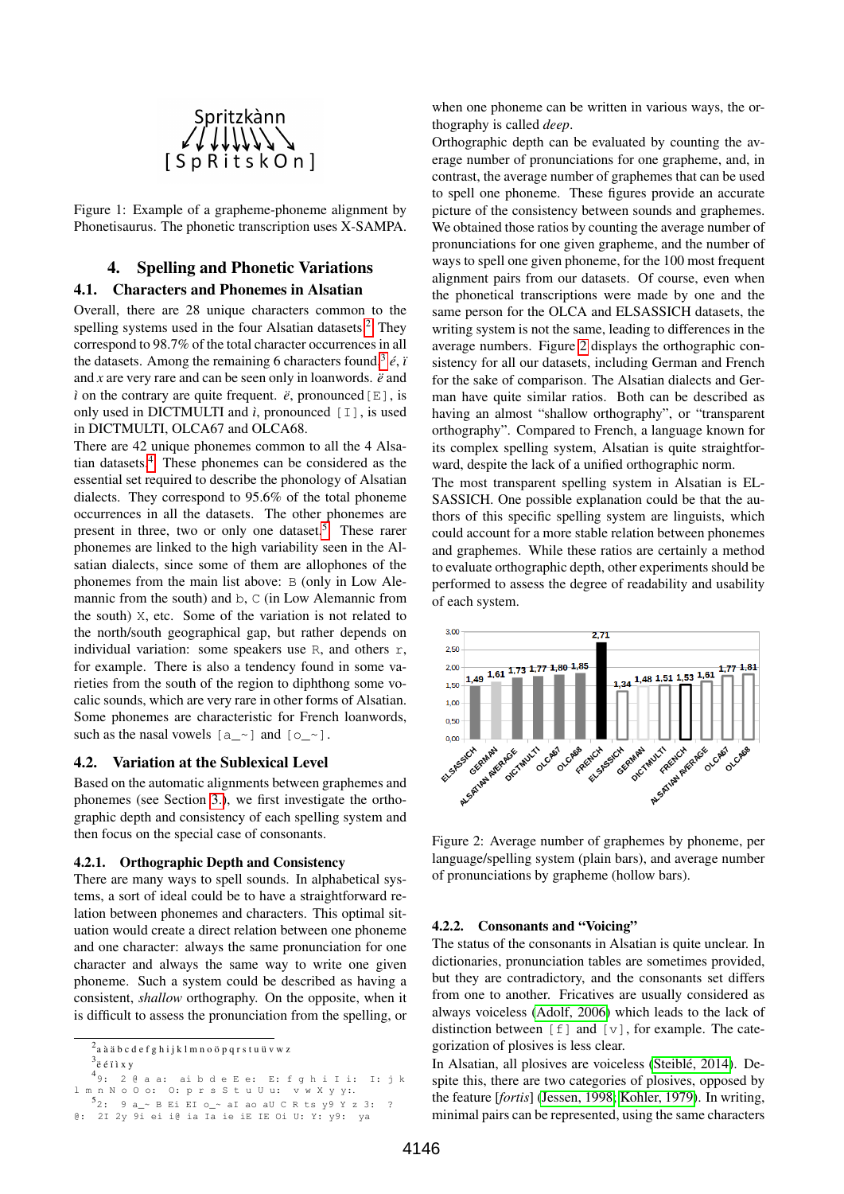Spritzkànn

[ S p R i t s k O n ]

Figure 1: Example of a grapheme-phoneme alignment by Phonetisaurus. The phonetic transcription uses X-SAMPA.

## 4. Spelling and Phonetic Variations

### 4.1. Characters and Phonemes in Alsatian

Overall, there are 28 unique characters common to the spelling systems used in the four Alsatian datasets.[2] They correspond to 98.7% of the total character occurrences in all the datasets. Among the remaining 6 characters found,[3] *é*, *ï* and *x* are very rare and can be seen only in loanwords. *ë* and *ì* on the contrary are quite frequent. *ë*, pronounced [E], is only used in DICTMULTI and *ì*, pronounced [I], is used in DICTMULTI, OLCA67 and OLCA68.

There are 42 unique phonemes common to all the 4 Alsatian datasets.[4] These phonemes can be considered as the essential set required to describe the phonology of Alsatian dialects. They correspond to 95.6% of the total phoneme occurrences in all the datasets. The other phonemes are present in three, two or only one dataset.[5] These rarer phonemes are linked to the high variability seen in the Alsatian dialects, since some of them are allophones of the phonemes from the main list above: B (only in Low Alemannic from the south) and b, C (in Low Alemannic from the south) X, etc. Some of the variation is not related to the north/south geographical gap, but rather depends on individual variation: some speakers use R, and others r, for example. There is also a tendency found in some varieties from the south of the region to diphthong some vocalic sounds, which are very rare in other forms of Alsatian. Some phonemes are characteristic for French loanwords, such as the nasal vowels [a_~] and [o_~].

### 4.2. Variation at the Sublexical Level

Based on the automatic alignments between graphemes and phonemes (see Section 3.), we first investigate the orthographic depth and consistency of each spelling system and then focus on the special case of consonants.

#### 4.2.1. Orthographic Depth and Consistency

There are many ways to spell sounds. In alphabetical systems, a sort of ideal could be to have a straightforward relation between phonemes and characters. This optimal situation would create a direct relation between one phoneme and one character: always the same pronunciation for one character and always the same way to write one given phoneme. Such a system could be described as having a consistent, *shallow* orthography. On the opposite, when it is difficult to assess the pronunciation from the spelling, or when one phoneme can be written in various ways, the orthography is called *deep*.

Orthographic depth can be evaluated by counting the average number of pronunciations for one grapheme, and, in contrast, the average number of graphemes that can be used to spell one phoneme. These figures provide an accurate picture of the consistency between sounds and graphemes. We obtained those ratios by counting the average number of pronunciations for one given grapheme, and the number of ways to spell one given phoneme, for the 100 most frequent alignment pairs from our datasets. Of course, even when the phonetical transcriptions were made by one and the same person for the OLCA and ELSASSICH datasets, the writing system is not the same, leading to differences in the average numbers. Figure 2 displays the orthographic consistency for all our datasets, including German and French for the sake of comparison. The Alsatian dialects and German have quite similar ratios. Both can be described as having an almost "shallow orthography", or "transparent orthography". Compared to French, a language known for its complex spelling system, Alsatian is quite straightforward, despite the lack of a unified orthographic norm.

The most transparent spelling system in Alsatian is ELSASSICH. One possible explanation could be that the authors of this specific spelling system are linguists, which could account for a more stable relation between phonemes and graphemes. While these ratios are certainly a method to evaluate orthographic depth, other experiments should be performed to assess the degree of readability and usability of each system.

| | ELSASSICH | GERMAN | ALSATIAN AVERAGE | DICTMULTI | OLCA67 | OLCA68 | FRENCH |
|---|---|---|---|---|---|---|---|
| Graphemes by phoneme (plain bars) | 1,49 | 1,61 | 1,73 | 1,77 | 1,80 | 1,85 | 2,71 |

| | ELSASSICH | GERMAN | DICTMULTI | FRENCH | ALSATIAN AVERAGE | OLCA67 | OLCA68 |
|---|---|---|---|---|---|---|---|
| Pronunciations by grapheme (hollow bars) | 1,34 | 1,48 | 1,51 | 1,53 | 1,61 | 1,77 | 1,81 |

Figure 2: Average number of graphemes by phoneme, per language/spelling system (plain bars), and average number of pronunciations by grapheme (hollow bars).

#### 4.2.2. Consonants and "Voicing"

The status of the consonants in Alsatian is quite unclear. In dictionaries, pronunciation tables are sometimes provided, but they are contradictory, and the consonants set differs from one to another. Fricatives are usually considered as always voiceless (Adolf, 2006) which leads to the lack of distinction between [f] and [v], for example. The categorization of plosives is less clear.

In Alsatian, all plosives are voiceless (Steiblé, 2014). Despite this, there are two categories of plosives, opposed by the feature [*fortis*] (Jessen, 1998; Kohler, 1979). In writing, minimal pairs can be represented, using the same characters

---

[2] a à ä b c d e f g h i j k l m n o ö p q r s t u ü v w z

[3] ë é ï ì x y

[4] 9: 2 @ a a: ai b d e E e: E: f g h i I i: I: j k l m n N o O o: O: p r s S t u U u: v w X y y:.

[5] 2: 9 a_~ B Ei EI o_~ aI ao aU C R ts y9 Y z 3: ? @: 2I 2y 9i ei i@ ia Ia ie iE IE Oi U: Y: y9: ya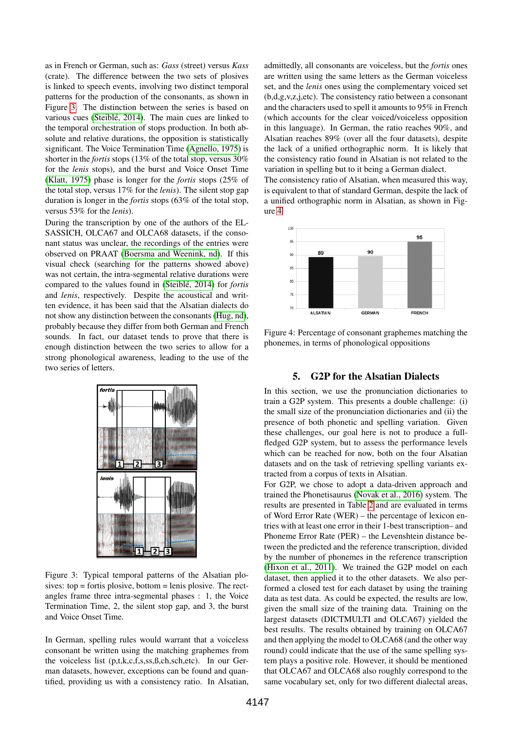as in French or German, such as: *Gass* (street) versus *Kass* (crate). The difference between the two sets of plosives is linked to speech events, involving two distinct temporal patterns for the production of the consonants, as shown in Figure 3. The distinction between the series is based on various cues (Steiblé, 2014). The main cues are linked to the temporal orchestration of stops production. In both absolute and relative durations, the opposition is statistically significant. The Voice Termination Time (Agnello, 1975) is shorter in the *fortis* stops (13% of the total stop, versus 30% for the *lenis* stops), and the burst and Voice Onset Time (Klatt, 1975) phase is longer for the *fortis* stops (25% of the total stop, versus 17% for the *lenis*). The silent stop gap duration is longer in the *fortis* stops (63% of the total stop, versus 53% for the *lenis*).

During the transcription by one of the authors of the ELSASSICH, OLCA67 and OLCA68 datasets, if the consonant status was unclear, the recordings of the entries were observed on PRAAT (Boersma and Weenink, nd). If this visual check (searching for the patterns showed above) was not certain, the intra-segmental relative durations were compared to the values found in (Steiblé, 2014) for *fortis* and *lenis*, respectively. Despite the acoustical and written evidence, it has been said that the Alsatian dialects do not show any distinction between the consonants (Hug, nd), probably because they differ from both German and French sounds. In fact, our dataset tends to prove that there is enough distinction between the two series to allow for a strong phonological awareness, leading to the use of the two series of letters.

Figure 3: Typical temporal patterns of the Alsatian plosives: top = fortis plosive, bottom = lenis plosive. The rectangles frame three intra-segmental phases : 1, the Voice Termination Time, 2, the silent stop gap, and 3, the burst and Voice Onset Time.

In German, spelling rules would warrant that a voiceless consonant be written using the matching graphemes from the voiceless list (p,t,k,c,f,s,ss,ß,ch,sch,etc). In our German datasets, however, exceptions can be found and quantified, providing us with a consistency ratio. In Alsatian, admittedly, all consonants are voiceless, but the *fortis* ones are written using the same letters as the German voiceless set, and the *lenis* ones using the complementary voiced set (b,d,g,v,z,j,etc). The consistency ratio between a consonant and the characters used to spell it amounts to 95% in French (which accounts for the clear voiced/voiceless opposition in this language). In German, the ratio reaches 90%, and Alsatian reaches 89% (over all the four datasets), despite the lack of a unified orthographic norm. It is likely that the consistency ratio found in Alsatian is not related to the variation in spelling but to it being a German dialect.

The consistency ratio of Alsatian, when measured this way, is equivalent to that of standard German, despite the lack of a unified orthographic norm in Alsatian, as shown in Figure 4.

Figure 4: Percentage of consonant graphemes matching the phonemes, in terms of phonological oppositions

## 5. G2P for the Alsatian Dialects

In this section, we use the pronunciation dictionaries to train a G2P system. This presents a double challenge: (i) the small size of the pronunciation dictionaries and (ii) the presence of both phonetic and spelling variation. Given these challenges, our goal here is not to produce a full-fledged G2P system, but to assess the performance levels which can be reached for now, both on the four Alsatian datasets and on the task of retrieving spelling variants extracted from a corpus of texts in Alsatian.

For G2P, we chose to adopt a data-driven approach and trained the Phonetisaurus (Novak et al., 2016) system. The results are presented in Table 2 and are evaluated in terms of Word Error Rate (WER) – the percentage of lexicon entries with at least one error in their 1-best transcription– and Phoneme Error Rate (PER) – the Levenshtein distance between the predicted and the reference transcription, divided by the number of phonemes in the reference transcription (Hixon et al., 2011). We trained the G2P model on each dataset, then applied it to the other datasets. We also performed a closed test for each dataset by using the training data as test data. As could be expected, the results are low, given the small size of the training data. Training on the largest datasets (DICTMULTI and OLCA67) yielded the best results. The results obtained by training on OLCA67 and then applying the model to OLCA68 (and the other way round) could indicate that the use of the same spelling system plays a positive role. However, it should be mentioned that OLCA67 and OLCA68 also roughly correspond to the same vocabulary set, only for two different dialectal areas,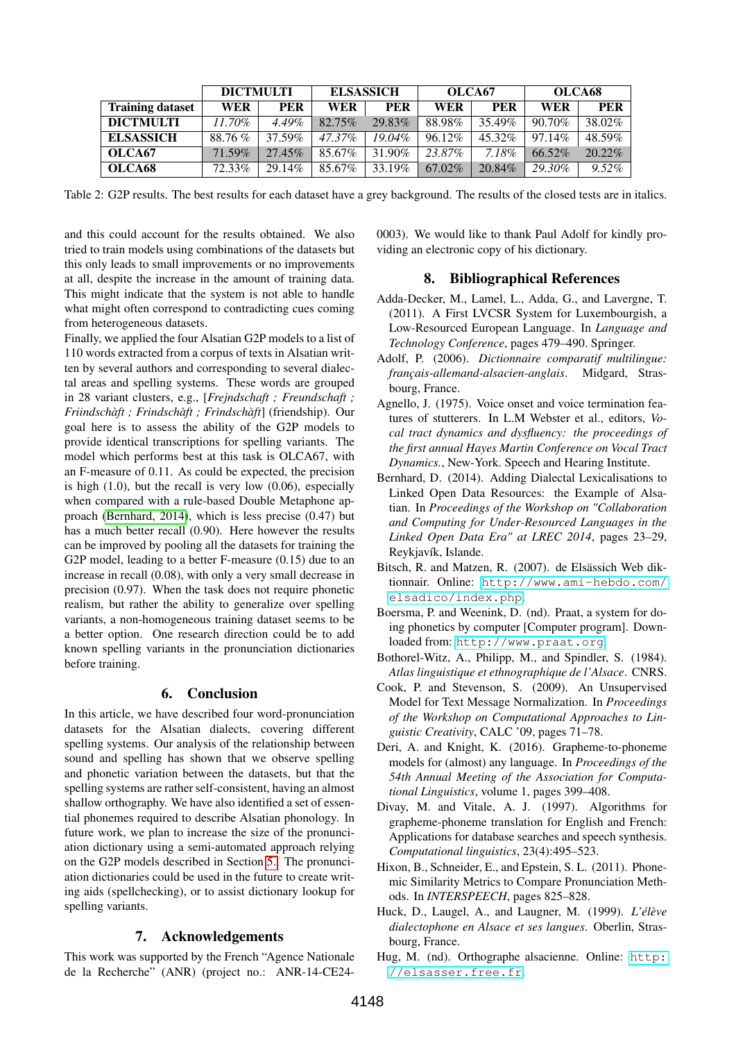| | DICTMULTI | | ELSASSICH | | OLCA67 | | OLCA68 | |
|---|---|---|---|---|---|---|---|---|
| **Training dataset** | **WER** | **PER** | **WER** | **PER** | **WER** | **PER** | **WER** | **PER** |
| **DICTMULTI** | *11.70%* | *4.49%* | 82.75% | 29.83% | 88.98% | 35.49% | 90.70% | 38.02% |
| **ELSASSICH** | 88.76 % | 37.59% | *47.37%* | *19.04%* | 96.12% | 45.32% | 97.14% | 48.59% |
| **OLCA67** | 71.59% | 27.45% | 85.67% | 31.90% | *23.87%* | *7.18%* | 66.52% | 20.22% |
| **OLCA68** | 72.33% | 29.14% | 85.67% | 33.19% | 67.02% | 20.84% | *29.30%* | *9.52%* |

Table 2: G2P results. The best results for each dataset have a grey background. The results of the closed tests are in italics.

and this could account for the results obtained. We also tried to train models using combinations of the datasets but this only leads to small improvements or no improvements at all, despite the increase in the amount of training data. This might indicate that the system is not able to handle what might often correspond to contradicting cues coming from heterogeneous datasets.

Finally, we applied the four Alsatian G2P models to a list of 110 words extracted from a corpus of texts in Alsatian written by several authors and corresponding to several dialectal areas and spelling systems. These words are grouped in 28 variant clusters, e.g., [*Frejndschaft ; Freundschaft ; Friindschàft ; Frindschàft ; Frìndschàft*] (friendship). Our goal here is to assess the ability of the G2P models to provide identical transcriptions for spelling variants. The model which performs best at this task is OLCA67, with an F-measure of 0.11. As could be expected, the precision is high (1.0), but the recall is very low (0.06), especially when compared with a rule-based Double Metaphone approach (Bernhard, 2014), which is less precise (0.47) but has a much better recall (0.90). Here however the results can be improved by pooling all the datasets for training the G2P model, leading to a better F-measure (0.15) due to an increase in recall (0.08), with only a very small decrease in precision (0.97). When the task does not require phonetic realism, but rather the ability to generalize over spelling variants, a non-homogeneous training dataset seems to be a better option. One research direction could be to add known spelling variants in the pronunciation dictionaries before training.

## 6. Conclusion

In this article, we have described four word-pronunciation datasets for the Alsatian dialects, covering different spelling systems. Our analysis of the relationship between sound and spelling has shown that we observe spelling and phonetic variation between the datasets, but that the spelling systems are rather self-consistent, having an almost shallow orthography. We have also identified a set of essential phonemes required to describe Alsatian phonology. In future work, we plan to increase the size of the pronunciation dictionary using a semi-automated approach relying on the G2P models described in Section 5. The pronunciation dictionaries could be used in the future to create writing aids (spellchecking), or to assist dictionary lookup for spelling variants.

## 7. Acknowledgements

This work was supported by the French "Agence Nationale de la Recherche" (ANR) (project no.: ANR-14-CE24-0003). We would like to thank Paul Adolf for kindly providing an electronic copy of his dictionary.

## 8. Bibliographical References

Adda-Decker, M., Lamel, L., Adda, G., and Lavergne, T. (2011). A First LVCSR System for Luxembourgish, a Low-Resourced European Language. In *Language and Technology Conference*, pages 479–490. Springer.

Adolf, P. (2006). *Dictionnaire comparatif multilingue: français-allemand-alsacien-anglais*. Midgard, Strasbourg, France.

Agnello, J. (1975). Voice onset and voice termination features of stutterers. In L.M Webster et al., editors, *Vocal tract dynamics and dysfluency: the proceedings of the first annual Hayes Martin Conference on Vocal Tract Dynamics.*, New-York. Speech and Hearing Institute.

Bernhard, D. (2014). Adding Dialectal Lexicalisations to Linked Open Data Resources: the Example of Alsatian. In *Proceedings of the Workshop on "Collaboration and Computing for Under-Resourced Languages in the Linked Open Data Era" at LREC 2014*, pages 23–29, Reykjavík, Islande.

Bitsch, R. and Matzen, R. (2007). de Elsässich Web diktionnair. Online: http://www.ami-hebdo.com/elsadico/index.php.

Boersma, P. and Weenink, D. (nd). Praat, a system for doing phonetics by computer [Computer program]. Downloaded from: http://www.praat.org.

Bothorel-Witz, A., Philipp, M., and Spindler, S. (1984). *Atlas linguistique et ethnographique de l'Alsace*. CNRS.

Cook, P. and Stevenson, S. (2009). An Unsupervised Model for Text Message Normalization. In *Proceedings of the Workshop on Computational Approaches to Linguistic Creativity*, CALC '09, pages 71–78.

Deri, A. and Knight, K. (2016). Grapheme-to-phoneme models for (almost) any language. In *Proceedings of the 54th Annual Meeting of the Association for Computational Linguistics*, volume 1, pages 399–408.

Divay, M. and Vitale, A. J. (1997). Algorithms for grapheme-phoneme translation for English and French: Applications for database searches and speech synthesis. *Computational linguistics*, 23(4):495–523.

Hixon, B., Schneider, E., and Epstein, S. L. (2011). Phonemic Similarity Metrics to Compare Pronunciation Methods. In *INTERSPEECH*, pages 825–828.

Huck, D., Laugel, A., and Laugner, M. (1999). *L'élève dialectophone en Alsace et ses langues*. Oberlin, Strasbourg, France.

Hug, M. (nd). Orthographe alsacienne. Online: http://elsasser.free.fr.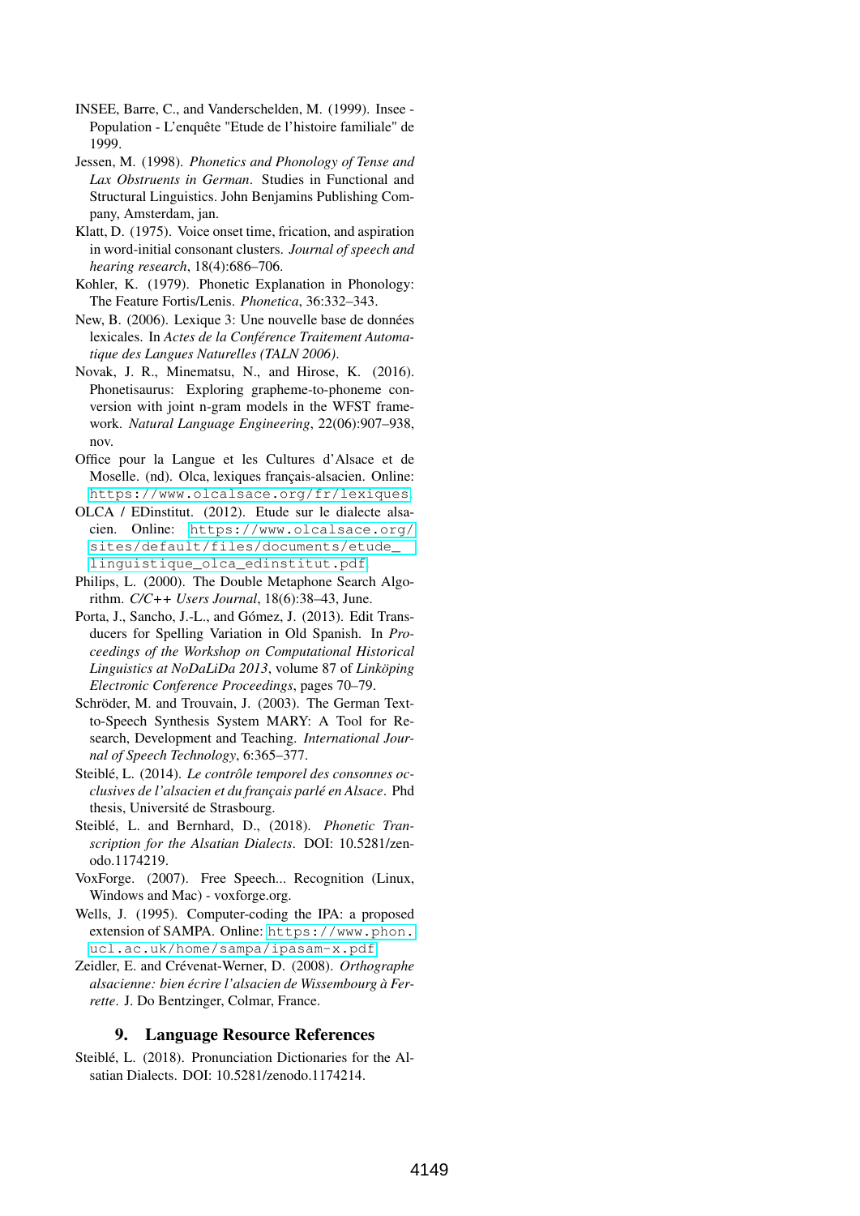INSEE, Barre, C., and Vanderschelden, M. (1999). Insee - Population - L'enquête "Etude de l'histoire familiale" de 1999.

Jessen, M. (1998). *Phonetics and Phonology of Tense and Lax Obstruents in German*. Studies in Functional and Structural Linguistics. John Benjamins Publishing Company, Amsterdam, jan.

Klatt, D. (1975). Voice onset time, frication, and aspiration in word-initial consonant clusters. *Journal of speech and hearing research*, 18(4):686–706.

Kohler, K. (1979). Phonetic Explanation in Phonology: The Feature Fortis/Lenis. *Phonetica*, 36:332–343.

New, B. (2006). Lexique 3: Une nouvelle base de données lexicales. In *Actes de la Conférence Traitement Automatique des Langues Naturelles (TALN 2006)*.

Novak, J. R., Minematsu, N., and Hirose, K. (2016). Phonetisaurus: Exploring grapheme-to-phoneme conversion with joint n-gram models in the WFST framework. *Natural Language Engineering*, 22(06):907–938, nov.

Office pour la Langue et les Cultures d'Alsace et de Moselle. (nd). Olca, lexiques français-alsacien. Online: https://www.olcalsace.org/fr/lexiques.

OLCA / EDinstitut. (2012). Etude sur le dialecte alsacien. Online: https://www.olcalsace.org/sites/default/files/documents/etude_linguistique_olca_edinstitut.pdf.

Philips, L. (2000). The Double Metaphone Search Algorithm. *C/C++ Users Journal*, 18(6):38–43, June.

Porta, J., Sancho, J.-L., and Gómez, J. (2013). Edit Transducers for Spelling Variation in Old Spanish. In *Proceedings of the Workshop on Computational Historical Linguistics at NoDaLiDa 2013*, volume 87 of *Linköping Electronic Conference Proceedings*, pages 70–79.

Schröder, M. and Trouvain, J. (2003). The German Text-to-Speech Synthesis System MARY: A Tool for Research, Development and Teaching. *International Journal of Speech Technology*, 6:365–377.

Steiblé, L. (2014). *Le contrôle temporel des consonnes occlusives de l'alsacien et du français parlé en Alsace*. Phd thesis, Université de Strasbourg.

Steiblé, L. and Bernhard, D., (2018). *Phonetic Transcription for the Alsatian Dialects*. DOI: 10.5281/zenodo.1174219.

VoxForge. (2007). Free Speech... Recognition (Linux, Windows and Mac) - voxforge.org.

Wells, J. (1995). Computer-coding the IPA: a proposed extension of SAMPA. Online: https://www.phon.ucl.ac.uk/home/sampa/ipasam-x.pdf.

Zeidler, E. and Crévenat-Werner, D. (2008). *Orthographe alsacienne: bien écrire l'alsacien de Wissembourg à Ferrette*. J. Do Bentzinger, Colmar, France.

## 9. Language Resource References

Steiblé, L. (2018). Pronunciation Dictionaries for the Alsatian Dialects. DOI: 10.5281/zenodo.1174214.